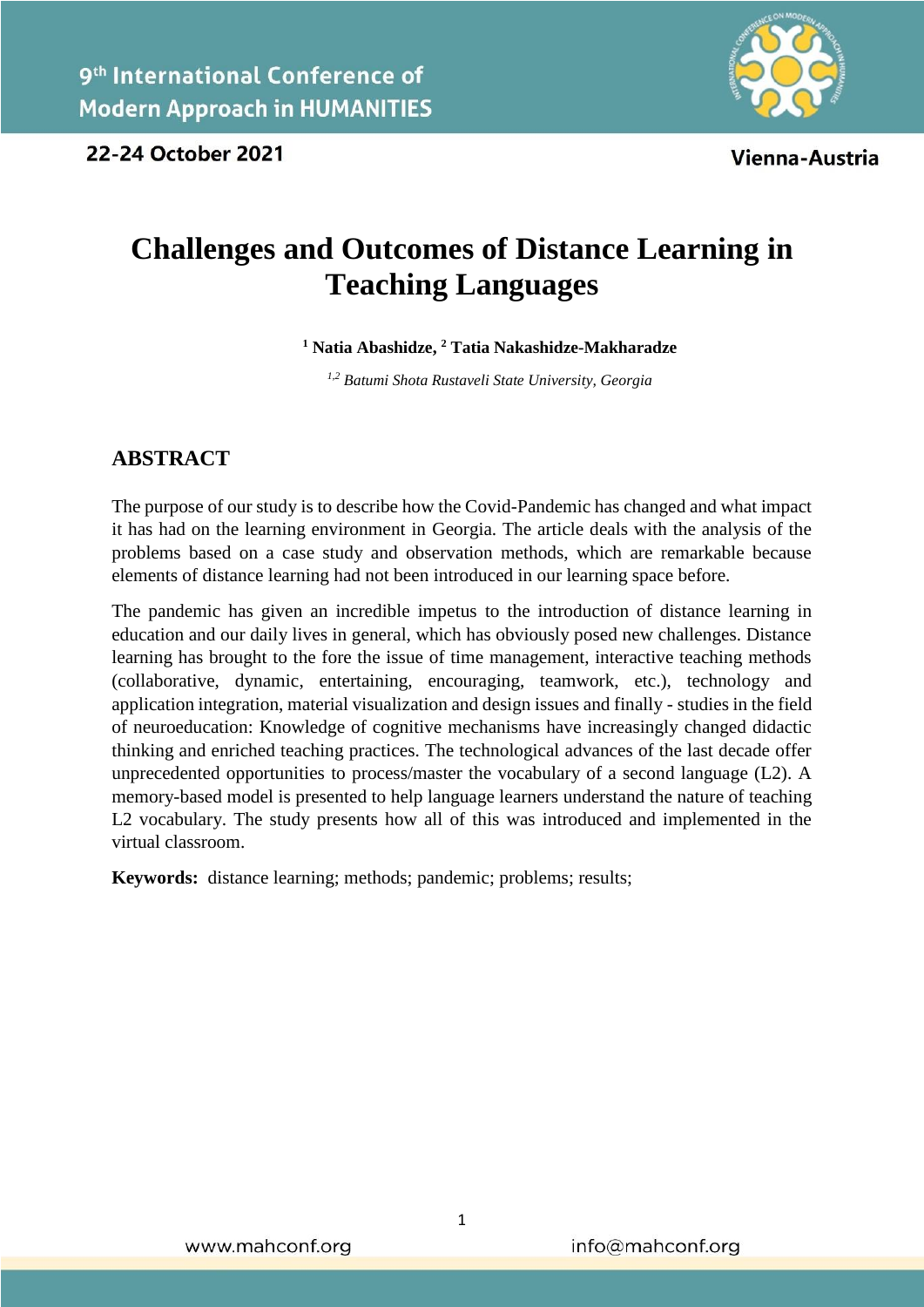# Challenges and Outcomes of Distance Learning in Teaching Languages

[1] Natia Abashidze, [2] Tatia Nakashidze-Makharadze

*[1,2] Batumi Shota Rustaveli State University, Georgia*

## ABSTRACT

The purpose of our study is to describe how the Covid-Pandemic has changed and what impact it has had on the learning environment in Georgia. The article deals with the analysis of the problems based on a case study and observation methods, which are remarkable because elements of distance learning had not been introduced in our learning space before.

The pandemic has given an incredible impetus to the introduction of distance learning in education and our daily lives in general, which has obviously posed new challenges. Distance learning has brought to the fore the issue of time management, interactive teaching methods (collaborative, dynamic, entertaining, encouraging, teamwork, etc.), technology and application integration, material visualization and design issues and finally - studies in the field of neuroeducation: Knowledge of cognitive mechanisms have increasingly changed didactic thinking and enriched teaching practices. The technological advances of the last decade offer unprecedented opportunities to process/master the vocabulary of a second language (L2). A memory-based model is presented to help language learners understand the nature of teaching L2 vocabulary. The study presents how all of this was introduced and implemented in the virtual classroom.

**Keywords:** distance learning; methods; pandemic; problems; results;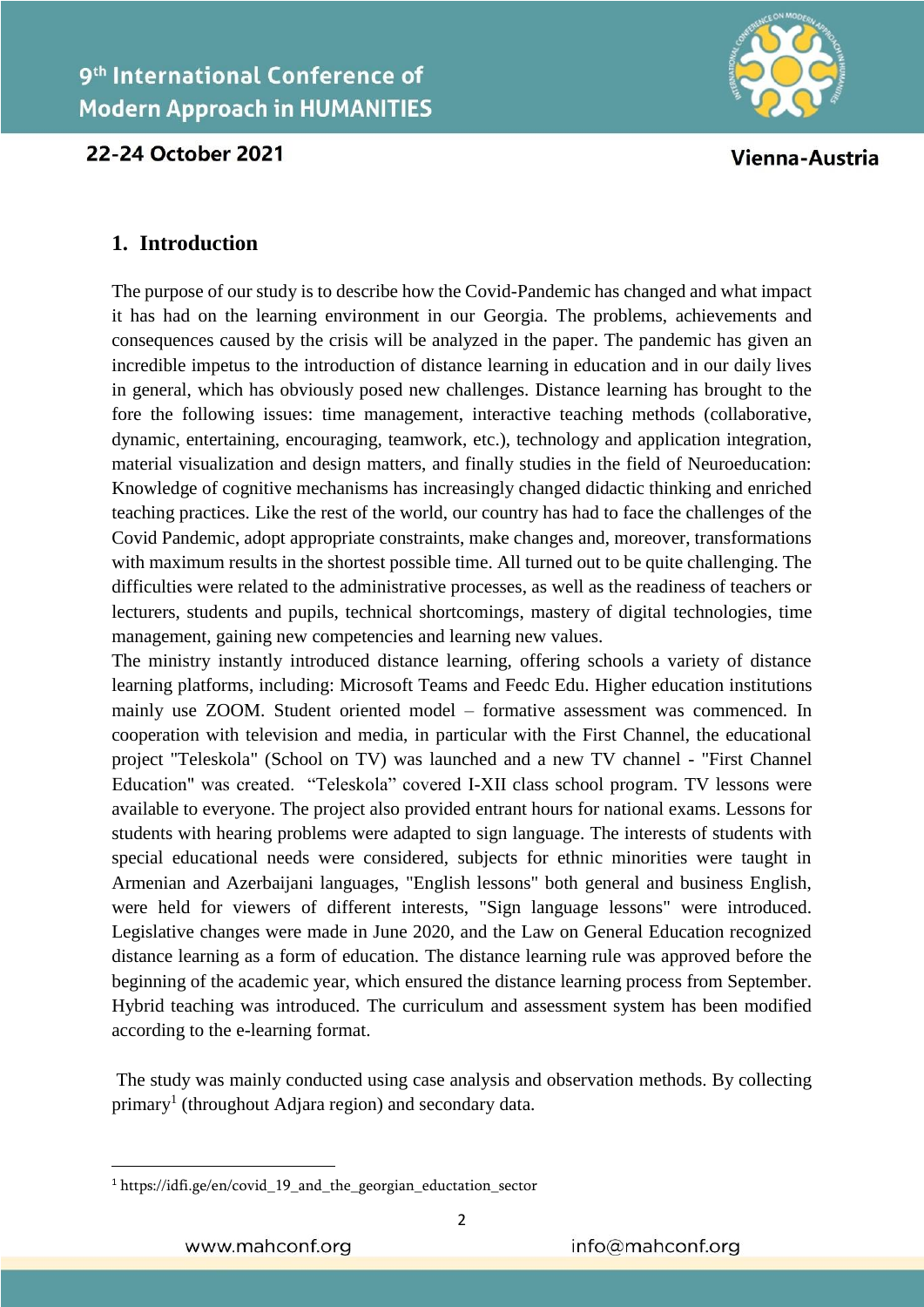## 1. Introduction

The purpose of our study is to describe how the Covid-Pandemic has changed and what impact it has had on the learning environment in our Georgia. The problems, achievements and consequences caused by the crisis will be analyzed in the paper. The pandemic has given an incredible impetus to the introduction of distance learning in education and in our daily lives in general, which has obviously posed new challenges. Distance learning has brought to the fore the following issues: time management, interactive teaching methods (collaborative, dynamic, entertaining, encouraging, teamwork, etc.), technology and application integration, material visualization and design matters, and finally studies in the field of Neuroeducation: Knowledge of cognitive mechanisms has increasingly changed didactic thinking and enriched teaching practices. Like the rest of the world, our country has had to face the challenges of the Covid Pandemic, adopt appropriate constraints, make changes and, moreover, transformations with maximum results in the shortest possible time. All turned out to be quite challenging. The difficulties were related to the administrative processes, as well as the readiness of teachers or lecturers, students and pupils, technical shortcomings, mastery of digital technologies, time management, gaining new competencies and learning new values.

The ministry instantly introduced distance learning, offering schools a variety of distance learning platforms, including: Microsoft Teams and Feedc Edu. Higher education institutions mainly use ZOOM. Student oriented model – formative assessment was commenced. In cooperation with television and media, in particular with the First Channel, the educational project "Teleskola" (School on TV) was launched and a new TV channel - "First Channel Education" was created. "Teleskola" covered I-XII class school program. TV lessons were available to everyone. The project also provided entrant hours for national exams. Lessons for students with hearing problems were adapted to sign language. The interests of students with special educational needs were considered, subjects for ethnic minorities were taught in Armenian and Azerbaijani languages, "English lessons" both general and business English, were held for viewers of different interests, "Sign language lessons" were introduced. Legislative changes were made in June 2020, and the Law on General Education recognized distance learning as a form of education. The distance learning rule was approved before the beginning of the academic year, which ensured the distance learning process from September. Hybrid teaching was introduced. The curriculum and assessment system has been modified according to the e-learning format.

The study was mainly conducted using case analysis and observation methods. By collecting primary[1] (throughout Adjara region) and secondary data.

[1] https://idfi.ge/en/covid_19_and_the_georgian_eductation_sector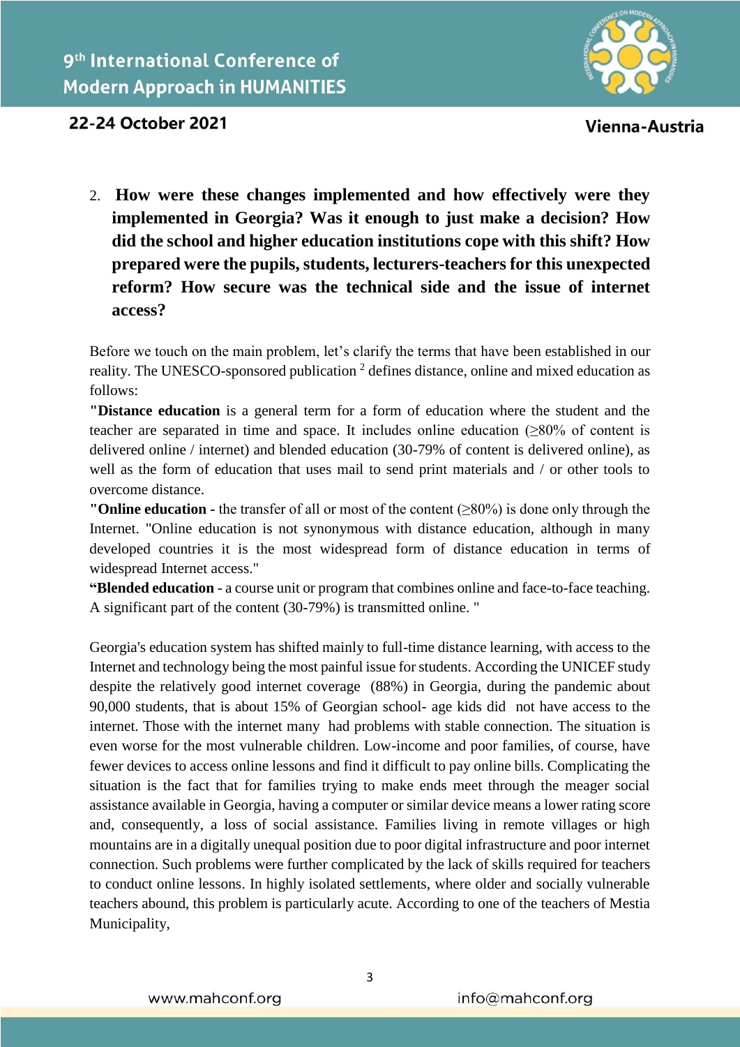2. **How were these changes implemented and how effectively were they implemented in Georgia? Was it enough to just make a decision? How did the school and higher education institutions cope with this shift? How prepared were the pupils, students, lecturers-teachers for this unexpected reform? How secure was the technical side and the issue of internet access?**

Before we touch on the main problem, let's clarify the terms that have been established in our reality. The UNESCO-sponsored publication [2] defines distance, online and mixed education as follows:

**"Distance education** is a general term for a form of education where the student and the teacher are separated in time and space. It includes online education (≥80% of content is delivered online / internet) and blended education (30-79% of content is delivered online), as well as the form of education that uses mail to send print materials and / or other tools to overcome distance.

**"Online education -** the transfer of all or most of the content (≥80%) is done only through the Internet. "Online education is not synonymous with distance education, although in many developed countries it is the most widespread form of distance education in terms of widespread Internet access."

**"Blended education** - a course unit or program that combines online and face-to-face teaching. A significant part of the content (30-79%) is transmitted online. "

Georgia's education system has shifted mainly to full-time distance learning, with access to the Internet and technology being the most painful issue for students. According the UNICEF study despite the relatively good internet coverage (88%) in Georgia, during the pandemic about 90,000 students, that is about 15% of Georgian school- age kids did not have access to the internet. Those with the internet many had problems with stable connection. The situation is even worse for the most vulnerable children. Low-income and poor families, of course, have fewer devices to access online lessons and find it difficult to pay online bills. Complicating the situation is the fact that for families trying to make ends meet through the meager social assistance available in Georgia, having a computer or similar device means a lower rating score and, consequently, a loss of social assistance. Families living in remote villages or high mountains are in a digitally unequal position due to poor digital infrastructure and poor internet connection. Such problems were further complicated by the lack of skills required for teachers to conduct online lessons. In highly isolated settlements, where older and socially vulnerable teachers abound, this problem is particularly acute. According to one of the teachers of Mestia Municipality,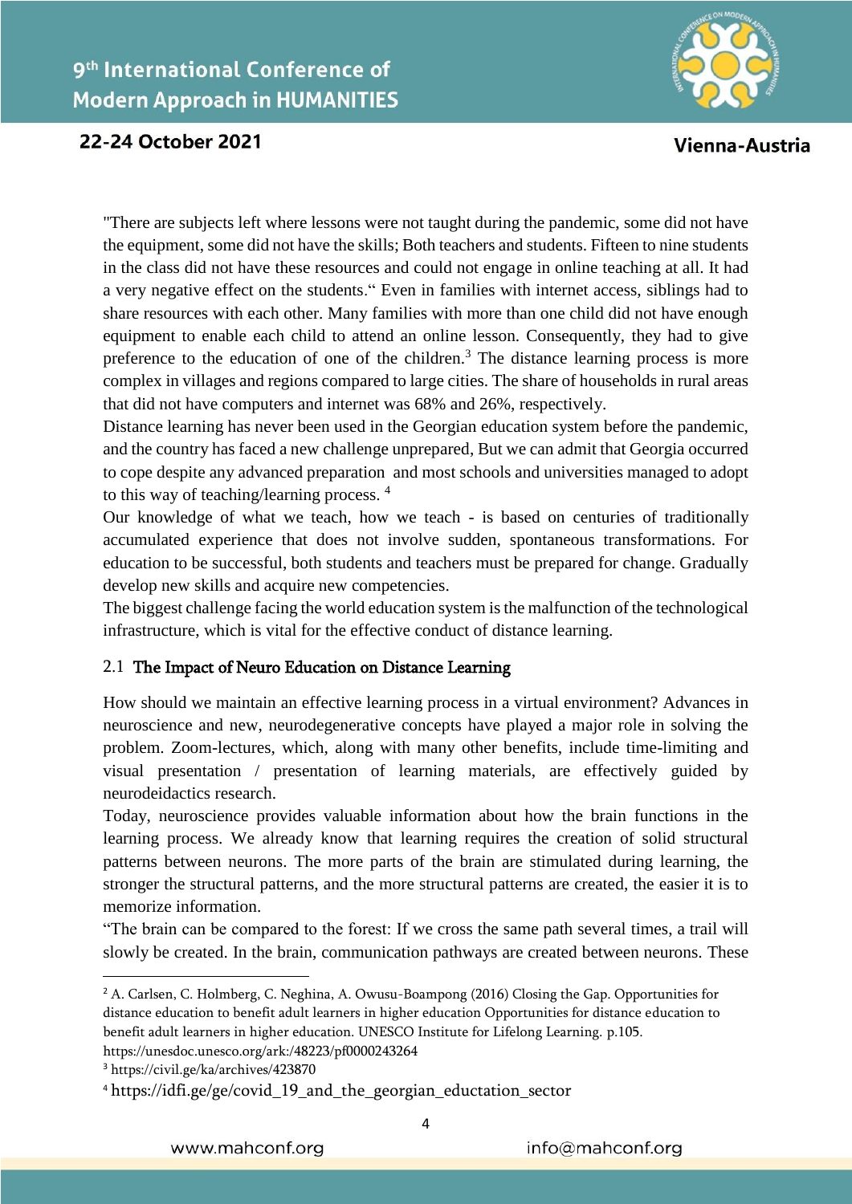"There are subjects left where lessons were not taught during the pandemic, some did not have the equipment, some did not have the skills; Both teachers and students. Fifteen to nine students in the class did not have these resources and could not engage in online teaching at all. It had a very negative effect on the students." Even in families with internet access, siblings had to share resources with each other. Many families with more than one child did not have enough equipment to enable each child to attend an online lesson. Consequently, they had to give preference to the education of one of the children.[3] The distance learning process is more complex in villages and regions compared to large cities. The share of households in rural areas that did not have computers and internet was 68% and 26%, respectively.

Distance learning has never been used in the Georgian education system before the pandemic, and the country has faced a new challenge unprepared, But we can admit that Georgia occurred to cope despite any advanced preparation and most schools and universities managed to adopt to this way of teaching/learning process. [4]

Our knowledge of what we teach, how we teach - is based on centuries of traditionally accumulated experience that does not involve sudden, spontaneous transformations. For education to be successful, both students and teachers must be prepared for change. Gradually develop new skills and acquire new competencies.

The biggest challenge facing the world education system is the malfunction of the technological infrastructure, which is vital for the effective conduct of distance learning.

## 2.1 The Impact of Neuro Education on Distance Learning

How should we maintain an effective learning process in a virtual environment? Advances in neuroscience and new, neurodegenerative concepts have played a major role in solving the problem. Zoom-lectures, which, along with many other benefits, include time-limiting and visual presentation / presentation of learning materials, are effectively guided by neurodeidactics research.

Today, neuroscience provides valuable information about how the brain functions in the learning process. We already know that learning requires the creation of solid structural patterns between neurons. The more parts of the brain are stimulated during learning, the stronger the structural patterns, and the more structural patterns are created, the easier it is to memorize information.

"The brain can be compared to the forest: If we cross the same path several times, a trail will slowly be created. In the brain, communication pathways are created between neurons. These

---

[2] A. Carlsen, C. Holmberg, C. Neghina, A. Owusu-Boampong (2016) Closing the Gap. Opportunities for distance education to benefit adult learners in higher education Opportunities for distance education to benefit adult learners in higher education. UNESCO Institute for Lifelong Learning. p.105. https://unesdoc.unesco.org/ark:/48223/pf0000243264

[3] https://civil.ge/ka/archives/423870

[4] https://idfi.ge/ge/covid_19_and_the_georgian_eductation_sector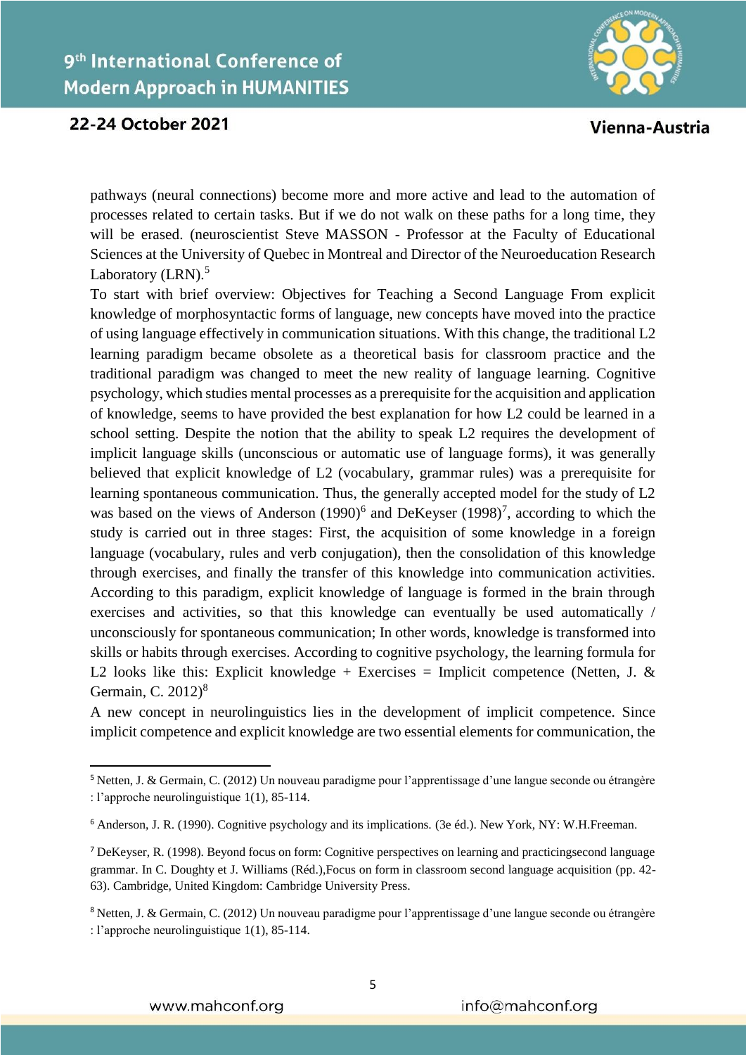pathways (neural connections) become more and more active and lead to the automation of processes related to certain tasks. But if we do not walk on these paths for a long time, they will be erased. (neuroscientist Steve MASSON - Professor at the Faculty of Educational Sciences at the University of Quebec in Montreal and Director of the Neuroeducation Research Laboratory (LRN).[5]

To start with brief overview: Objectives for Teaching a Second Language From explicit knowledge of morphosyntactic forms of language, new concepts have moved into the practice of using language effectively in communication situations. With this change, the traditional L2 learning paradigm became obsolete as a theoretical basis for classroom practice and the traditional paradigm was changed to meet the new reality of language learning. Cognitive psychology, which studies mental processes as a prerequisite for the acquisition and application of knowledge, seems to have provided the best explanation for how L2 could be learned in a school setting. Despite the notion that the ability to speak L2 requires the development of implicit language skills (unconscious or automatic use of language forms), it was generally believed that explicit knowledge of L2 (vocabulary, grammar rules) was a prerequisite for learning spontaneous communication. Thus, the generally accepted model for the study of L2 was based on the views of Anderson (1990)[6] and DeKeyser (1998)[7], according to which the study is carried out in three stages: First, the acquisition of some knowledge in a foreign language (vocabulary, rules and verb conjugation), then the consolidation of this knowledge through exercises, and finally the transfer of this knowledge into communication activities. According to this paradigm, explicit knowledge of language is formed in the brain through exercises and activities, so that this knowledge can eventually be used automatically / unconsciously for spontaneous communication; In other words, knowledge is transformed into skills or habits through exercises. According to cognitive psychology, the learning formula for L2 looks like this: Explicit knowledge + Exercises = Implicit competence (Netten, J. & Germain, C. 2012)[8]

A new concept in neurolinguistics lies in the development of implicit competence. Since implicit competence and explicit knowledge are two essential elements for communication, the

---

[5] Netten, J. & Germain, C. (2012) Un nouveau paradigme pour l'apprentissage d'une langue seconde ou étrangère : l'approche neurolinguistique 1(1), 85-114.

[6] Anderson, J. R. (1990). Cognitive psychology and its implications. (3e éd.). New York, NY: W.H.Freeman.

[7] DeKeyser, R. (1998). Beyond focus on form: Cognitive perspectives on learning and practicingsecond language grammar. In C. Doughty et J. Williams (Réd.),Focus on form in classroom second language acquisition (pp. 42-63). Cambridge, United Kingdom: Cambridge University Press.

[8] Netten, J. & Germain, C. (2012) Un nouveau paradigme pour l'apprentissage d'une langue seconde ou étrangère : l'approche neurolinguistique 1(1), 85-114.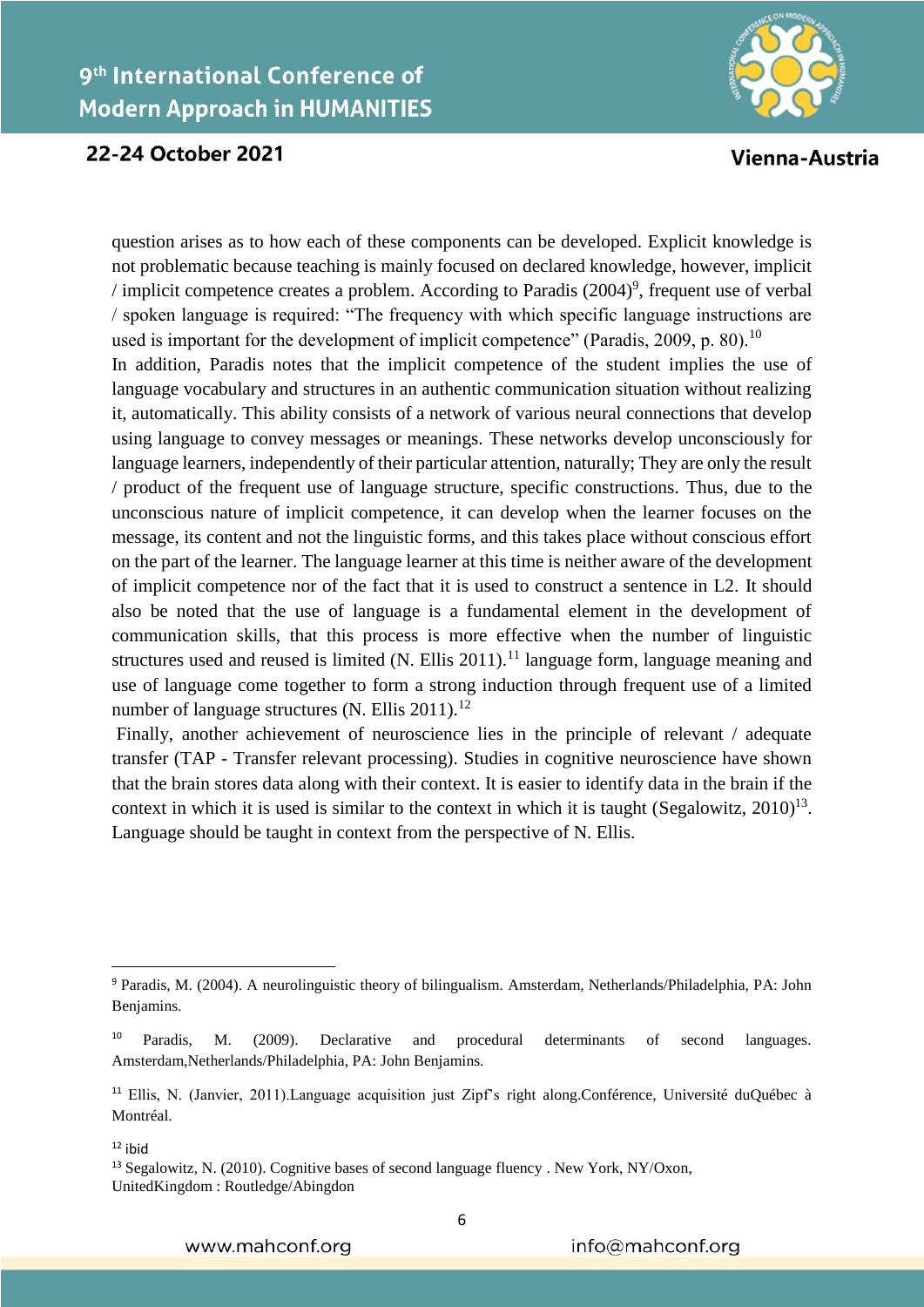question arises as to how each of these components can be developed. Explicit knowledge is not problematic because teaching is mainly focused on declared knowledge, however, implicit / implicit competence creates a problem. According to Paradis (2004)[9], frequent use of verbal / spoken language is required: "The frequency with which specific language instructions are used is important for the development of implicit competence" (Paradis, 2009, p. 80).[10]

In addition, Paradis notes that the implicit competence of the student implies the use of language vocabulary and structures in an authentic communication situation without realizing it, automatically. This ability consists of a network of various neural connections that develop using language to convey messages or meanings. These networks develop unconsciously for language learners, independently of their particular attention, naturally; They are only the result / product of the frequent use of language structure, specific constructions. Thus, due to the unconscious nature of implicit competence, it can develop when the learner focuses on the message, its content and not the linguistic forms, and this takes place without conscious effort on the part of the learner. The language learner at this time is neither aware of the development of implicit competence nor of the fact that it is used to construct a sentence in L2. It should also be noted that the use of language is a fundamental element in the development of communication skills, that this process is more effective when the number of linguistic structures used and reused is limited (N. Ellis 2011).[11] language form, language meaning and use of language come together to form a strong induction through frequent use of a limited number of language structures (N. Ellis 2011).[12]

Finally, another achievement of neuroscience lies in the principle of relevant / adequate transfer (TAP - Transfer relevant processing). Studies in cognitive neuroscience have shown that the brain stores data along with their context. It is easier to identify data in the brain if the context in which it is used is similar to the context in which it is taught (Segalowitz, 2010)[13]. Language should be taught in context from the perspective of N. Ellis.

---

[9] Paradis, M. (2004). A neurolinguistic theory of bilingualism. Amsterdam, Netherlands/Philadelphia, PA: John Benjamins.

[10] Paradis, M. (2009). Declarative and procedural determinants of second languages. Amsterdam,Netherlands/Philadelphia, PA: John Benjamins.

[11] Ellis, N. (Janvier, 2011).Language acquisition just Zipf's right along.Conférence, Université duQuébec à Montréal.

[12] ibid

[13] Segalowitz, N. (2010). Cognitive bases of second language fluency . New York, NY/Oxon, UnitedKingdom : Routledge/Abingdon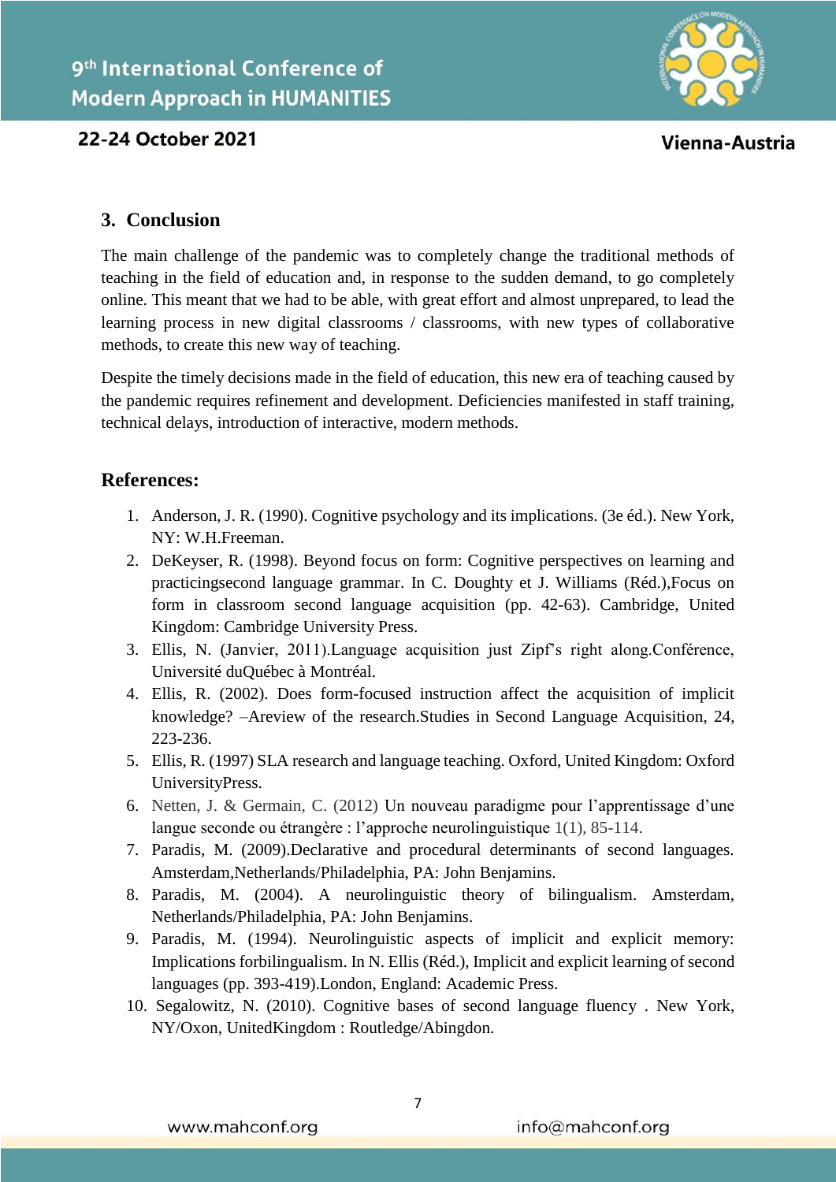## 3. Conclusion

The main challenge of the pandemic was to completely change the traditional methods of teaching in the field of education and, in response to the sudden demand, to go completely online. This meant that we had to be able, with great effort and almost unprepared, to lead the learning process in new digital classrooms / classrooms, with new types of collaborative methods, to create this new way of teaching.

Despite the timely decisions made in the field of education, this new era of teaching caused by the pandemic requires refinement and development. Deficiencies manifested in staff training, technical delays, introduction of interactive, modern methods.

## References:

1. Anderson, J. R. (1990). Cognitive psychology and its implications. (3e éd.). New York, NY: W.H.Freeman.
2. DeKeyser, R. (1998). Beyond focus on form: Cognitive perspectives on learning and practicingsecond language grammar. In C. Doughty et J. Williams (Réd.),Focus on form in classroom second language acquisition (pp. 42-63). Cambridge, United Kingdom: Cambridge University Press.
3. Ellis, N. (Janvier, 2011).Language acquisition just Zipf's right along.Conférence, Université duQuébec à Montréal.
4. Ellis, R. (2002). Does form-focused instruction affect the acquisition of implicit knowledge? –Areview of the research.Studies in Second Language Acquisition, 24, 223-236.
5. Ellis, R. (1997) SLA research and language teaching. Oxford, United Kingdom: Oxford UniversityPress.
6. Netten, J. & Germain, C. (2012) Un nouveau paradigme pour l'apprentissage d'une langue seconde ou étrangère : l'approche neurolinguistique 1(1), 85-114.
7. Paradis, M. (2009).Declarative and procedural determinants of second languages. Amsterdam,Netherlands/Philadelphia, PA: John Benjamins.
8. Paradis, M. (2004). A neurolinguistic theory of bilingualism. Amsterdam, Netherlands/Philadelphia, PA: John Benjamins.
9. Paradis, M. (1994). Neurolinguistic aspects of implicit and explicit memory: Implications forbilingualism. In N. Ellis (Réd.), Implicit and explicit learning of second languages (pp. 393-419).London, England: Academic Press.
10. Segalowitz, N. (2010). Cognitive bases of second language fluency . New York, NY/Oxon, UnitedKingdom : Routledge/Abingdon.